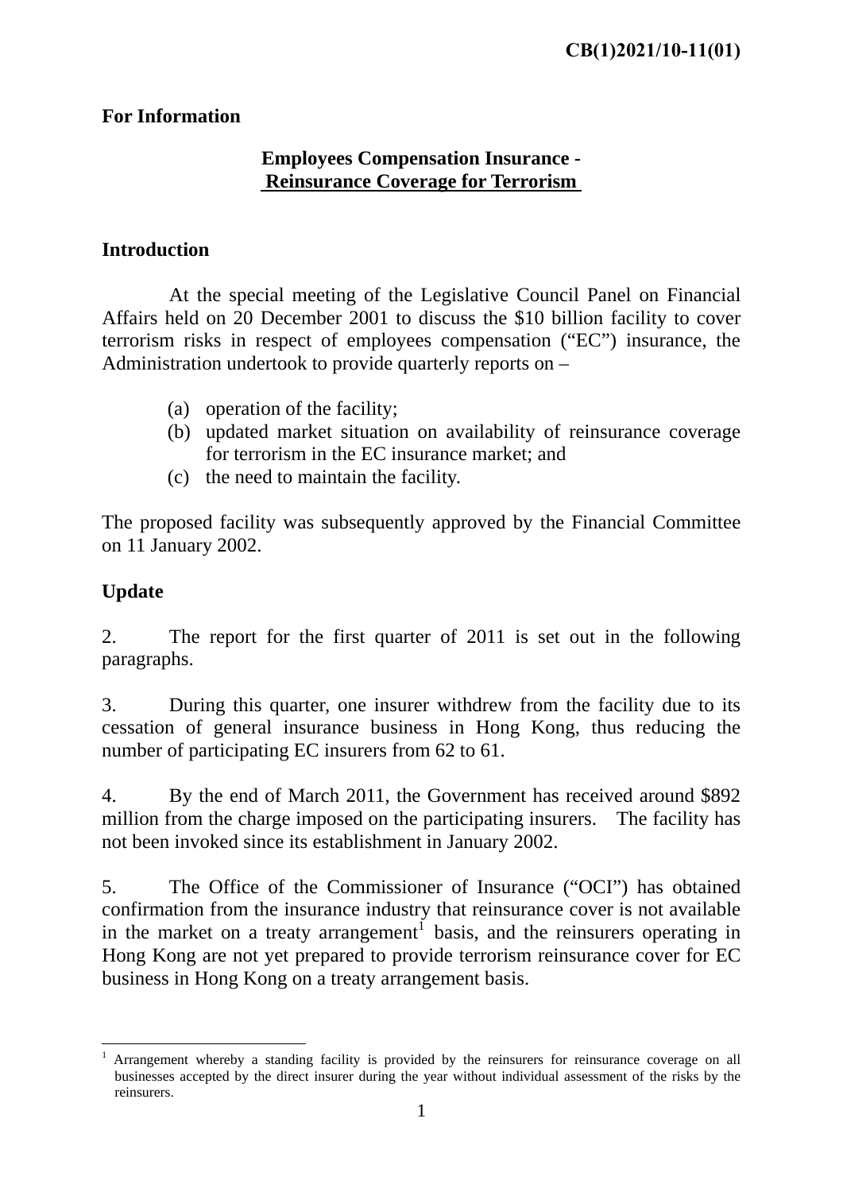CB(1)2021/10-11(01)

**For Information**

**Employees Compensation Insurance -**
**Reinsurance Coverage for Terrorism**

## Introduction

At the special meeting of the Legislative Council Panel on Financial Affairs held on 20 December 2001 to discuss the $10 billion facility to cover terrorism risks in respect of employees compensation ("EC") insurance, the Administration undertook to provide quarterly reports on –

(a) operation of the facility;
(b) updated market situation on availability of reinsurance coverage for terrorism in the EC insurance market; and
(c) the need to maintain the facility.

The proposed facility was subsequently approved by the Financial Committee on 11 January 2002.

## Update

2. The report for the first quarter of 2011 is set out in the following paragraphs.

3. During this quarter, one insurer withdrew from the facility due to its cessation of general insurance business in Hong Kong, thus reducing the number of participating EC insurers from 62 to 61.

4. By the end of March 2011, the Government has received around $892 million from the charge imposed on the participating insurers. The facility has not been invoked since its establishment in January 2002.

5. The Office of the Commissioner of Insurance ("OCI") has obtained confirmation from the insurance industry that reinsurance cover is not available in the market on a treaty arrangement[1] basis, and the reinsurers operating in Hong Kong are not yet prepared to provide terrorism reinsurance cover for EC business in Hong Kong on a treaty arrangement basis.

---

[1] Arrangement whereby a standing facility is provided by the reinsurers for reinsurance coverage on all businesses accepted by the direct insurer during the year without individual assessment of the risks by the reinsurers.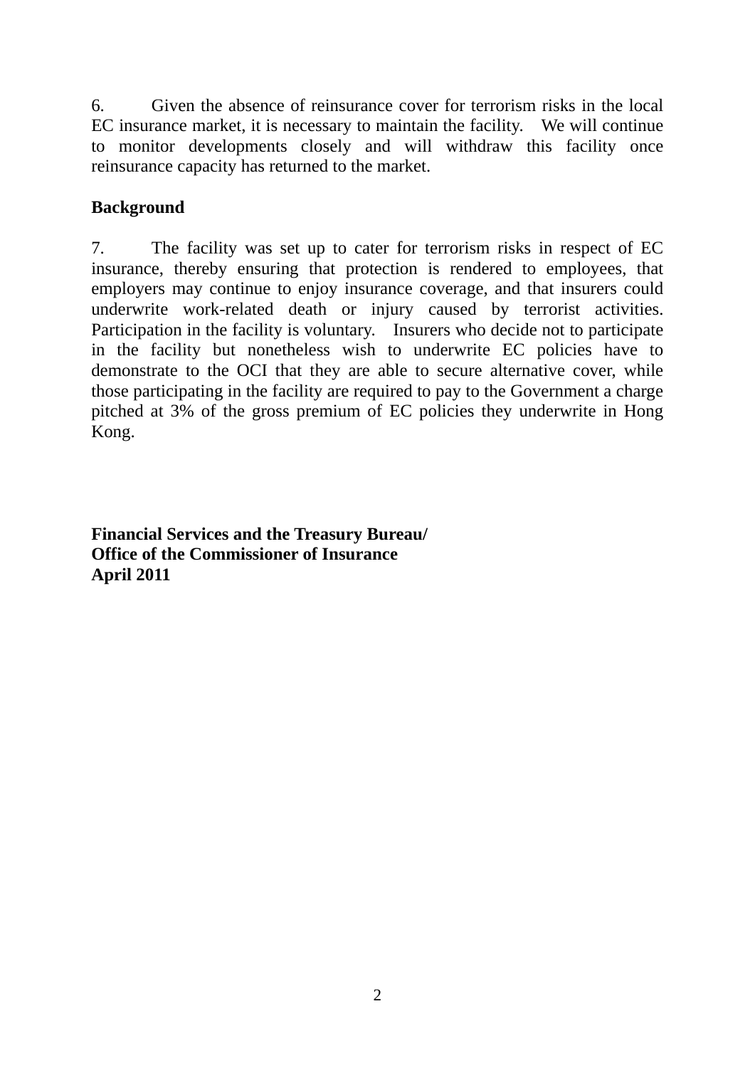6. Given the absence of reinsurance cover for terrorism risks in the local EC insurance market, it is necessary to maintain the facility. We will continue to monitor developments closely and will withdraw this facility once reinsurance capacity has returned to the market.

**Background**

7. The facility was set up to cater for terrorism risks in respect of EC insurance, thereby ensuring that protection is rendered to employees, that employers may continue to enjoy insurance coverage, and that insurers could underwrite work-related death or injury caused by terrorist activities. Participation in the facility is voluntary. Insurers who decide not to participate in the facility but nonetheless wish to underwrite EC policies have to demonstrate to the OCI that they are able to secure alternative cover, while those participating in the facility are required to pay to the Government a charge pitched at 3% of the gross premium of EC policies they underwrite in Hong Kong.

**Financial Services and the Treasury Bureau/**
**Office of the Commissioner of Insurance**
**April 2011**